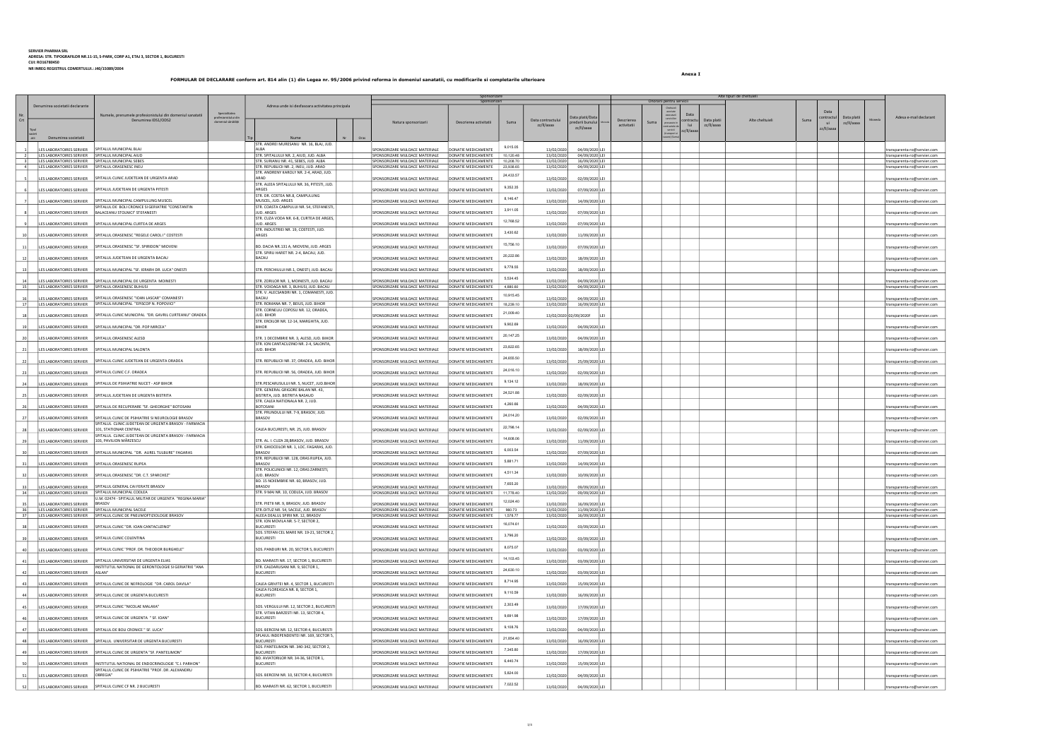**SERVIER PHARMA SRL**
**ADRESA: STR. TIPOGRAFILOR NR.11-15, S-PARK, CORP A1, ETAJ 3, SECTOR 1, BUCURESTI**
**CUI: RO16780450**
**NR INREG REGISTRUL COMERTULUI.: J40/15089/2004**

**Anexa I**

**FORMULAR DE DECLARARE conform art. 814 alin (1) din Legea nr. 95/2006 privind reforma in domeniul sanatatii, cu modificarile si completarile ulterioare**

| Nr Crt | Denumirea societatii declarante | Numele, prenumele profesionistului din domeniul sanatatii Denumirea IDS1/ODS2 | Specialitatea profesionistului din domeniul sănătăţii | Adresa unde isi desfasoara activitatea principala - Tip | Nume | Nr | Oras | Sponsorizare - Natura sponsorizarii | Descrierea activitatii | Suma | Data contractului zz/ll/aaaa | Data platii/Data predarii bunului zz/ll/aaaa | Moneda | Onorarii pentru servicii - Descrierea activitatii | Suma | Cheltuieli asociate convenite conform contractului | Data contractului zz/ll/aaaa | Data platii zz/ll/aaaa | Alte tipuri de cheltuieli - Alte cheltuieli | Suma | Data contractului zz/ll/aaaa | Data platii zz/ll/aaaa | Moneda | Adresa e-mail declarant |
|---|---|---|---|---|---|---|---|---|---|---|---|---|---|---|---|---|---|---|---|---|---|---|---|---|
| 1 | LES LABORATOIRES SERVIER | SPITALUL MUNICIPAL BLAJ | | | STR. ANDREI MURESANU NR. 16, BLAJ, JUD. ALBA | | | SPONSORIZARE MIJLOACE MATERIALE | DONATIE MEDICAMENTE | 9,015.05 | 13/02/2020 | 04/09/2020 | LEI | | | | | | | | | | | transparenta-ro@servier.com |
| 2 | LES LABORATOIRES SERVIER | SPITALUL MUNICIPAL AIUD | | | STR. SPITALULUI NR. 2, AIUD, JUD. ALBA | | | SPONSORIZARE MIJLOACE MATERIALE | DONATIE MEDICAMENTE | 10,120.48 | 13/02/2020 | 04/09/2020 | LEI | | | | | | | | | | | transparenta-ro@servier.com |
| 3 | LES LABORATOIRES SERVIER | SPITALUL MUNICIPAL SEBES | | | STR. SURIANU NR. 41, SEBES, JUD. ALBA | | | SPONSORIZARE MIJLOACE MATERIALE | DONATIE MEDICAMENTE | 10,208.70 | 13/02/2020 | 16/09/2020 | LEI | | | | | | | | | | | transparenta-ro@servier.com |
| 4 | LES LABORATOIRES SERVIER | SPITALUL ORASENESC INEU | | | STR. REPUBLICII NR. 2, INEU, JUD. ARAD | | | SPONSORIZARE MIJLOACE MATERIALE | DONATIE MEDICAMENTE | 23,938.65 | 13/02/2020 | 04/09/2020 | LEI | | | | | | | | | | | transparenta-ro@servier.com |
| 5 | LES LABORATOIRES SERVIER | SPITALUL CLINIC JUDETEAN DE URGENTA ARAD | | | STR. ANDRENY KAROLY NR. 2-4, ARAD, JUD. ARAD | | | SPONSORIZARE MIJLOACE MATERIALE | DONATIE MEDICAMENTE | 24,433.57 | 13/02/2020 | 02/09/2020 | LEI | | | | | | | | | | | transparenta-ro@servier.com |
| 6 | LES LABORATOIRES SERVIER | SPITALUL JUDETEAN DE URGENTA PITESTI | | | STR. ALEEA SPITALULUI NR. 36, PITESTI, JUD. ARGES | | | SPONSORIZARE MIJLOACE MATERIALE | DONATIE MEDICAMENTE | 9,352.35 | 13/02/2020 | 07/09/2020 | LEI | | | | | | | | | | | transparenta-ro@servier.com |
| 7 | LES LABORATOIRES SERVIER | SPITALUL MUNICIPAL CAMPULUNG MUSCEL | | | STR. DR. COSTEA NR.8, CAMPULUNG MUSCEL, JUD. ARGES | | | SPONSORIZARE MIJLOACE MATERIALE | DONATIE MEDICAMENTE | 8,146.47 | 13/02/2020 | 14/09/2020 | LEI | | | | | | | | | | | transparenta-ro@servier.com |
| 8 | LES LABORATOIRES SERVIER | SPITALUL DE BOLI CRONICE SI GERIATRIE "CONSTANTIN BALACEANU STOLNICI" STEFANESTI | | | STR. COASTA CAMPULUI NR. 54, STEFANESTI, JUD. ARGES | | | SPONSORIZARE MIJLOACE MATERIALE | DONATIE MEDICAMENTE | 3,911.05 | 13/02/2020 | 07/09/2020 | LEI | | | | | | | | | | | transparenta-ro@servier.com |
| 9 | LES LABORATOIRES SERVIER | SPITALUL MUNICIPAL CURTEA DE ARGES | | | STR. CUZA VODA NR. 6-8, CURTEA DE ARGES, JUD. ARGES | | | SPONSORIZARE MIJLOACE MATERIALE | DONATIE MEDICAMENTE | 12,768.52 | 13/02/2020 | 07/09/2020 | LEI | | | | | | | | | | | transparenta-ro@servier.com |
| 10 | LES LABORATOIRES SERVIER | SPITALUL ORASENESC "REGELE CAROL I" COSTESTI | | | STR. INDUSTRIEI NR. 19, COSTESTI, JUD. ARGES | | | SPONSORIZARE MIJLOACE MATERIALE | DONATIE MEDICAMENTE | 3,430.62 | 13/02/2020 | 11/09/2020 | LEI | | | | | | | | | | | transparenta-ro@servier.com |
| 11 | LES LABORATOIRES SERVIER | SPITALUL ORASENESC "SF. SPIRIDON" MIOVENI | | | BD. DACIA NR.131 A, MIOVENI, JUD. ARGES | | | SPONSORIZARE MIJLOACE MATERIALE | DONATIE MEDICAMENTE | 15,758.10 | 13/02/2020 | 07/09/2020 | LEI | | | | | | | | | | | transparenta-ro@servier.com |
| 12 | LES LABORATOIRES SERVIER | SPITALUL JUDETEAN DE URGENTA BACAU | | | STR. SPIRU HARET NR. 2-4, BACAU, JUD. BACAU | | | SPONSORIZARE MIJLOACE MATERIALE | DONATIE MEDICAMENTE | 20,222.86 | 13/02/2020 | 18/09/2020 | LEI | | | | | | | | | | | transparenta-ro@servier.com |
| 13 | LES LABORATOIRES SERVIER | SPITALUL MUNICIPAL "SF. IERARH DR. LUCA" ONESTI | | | STR. PERCHIULUI NR.1, ONESTI, JUD. BACAU | | | SPONSORIZARE MIJLOACE MATERIALE | DONATIE MEDICAMENTE | 9,778.55 | 13/02/2020 | 18/09/2020 | LEI | | | | | | | | | | | transparenta-ro@servier.com |
| 14 | LES LABORATOIRES SERVIER | SPITALUL MUNICIPAL DE URGENTA MOINESTI | | | STR. ZORILOR NR. 1, MOINESTI, JUD. BACAU | | | SPONSORIZARE MIJLOACE MATERIALE | DONATIE MEDICAMENTE | 5,534.45 | 13/02/2020 | 04/09/2020 | LEI | | | | | | | | | | | transparenta-ro@servier.com |
| 15 | LES LABORATOIRES SERVIER | SPITALUL ORASENESC BUHUSI | | | STR. VOIOAGA NR. 3, BUHUSI, JUD. BACAU | | | SPONSORIZARE MIJLOACE MATERIALE | DONATIE MEDICAMENTE | 4,880.60 | 13/02/2020 | 04/09/2020 | LEI | | | | | | | | | | | transparenta-ro@servier.com |
| 16 | LES LABORATOIRES SERVIER | SPITALUL ORASENESC "IOAN LASCAR" COMANESTI | | | STR. V. ALECSANDRI NR. 1, COMANESTI, JUD. BACAU | | | SPONSORIZARE MIJLOACE MATERIALE | DONATIE MEDICAMENTE | 10,915.45 | 13/02/2020 | 04/09/2020 | LEI | | | | | | | | | | | transparenta-ro@servier.com |
| 17 | LES LABORATOIRES SERVIER | SPITALUL MUNICIPAL "EPISCOP N. POPOVICI" | | | STR. ROMANA NR. 7, BEIUS, JUD. BIHOR | | | SPONSORIZARE MIJLOACE MATERIALE | DONATIE MEDICAMENTE | 18,239.10 | 13/02/2020 | 16/09/2020 | LEI | | | | | | | | | | | transparenta-ro@servier.com |
| 18 | LES LABORATOIRES SERVIER | SPITALUL CLINIC MUNICIPAL "DR. GAVRIL CURTEANU" ORADEA | | | STR. CORNELIU COPOSU NR. 12, ORADEA, JUD. BIHOR | | | SPONSORIZARE MIJLOACE MATERIALE | DONATIE MEDICAMENTE | 21,008.40 | 13/02/2020 | 02/09/2020! | LEI | | | | | | | | | | | transparenta-ro@servier.com |
| 19 | LES LABORATOIRES SERVIER | SPITALUL MUNICIPAL "DR. POP MIRCEA" | | | STR. EROILOR NR. 12-14, MARGHITA, JUD. BIHOR | | | SPONSORIZARE MIJLOACE MATERIALE | DONATIE MEDICAMENTE | 9,902.89 | 13/02/2020 | 04/09/2020 | LEI | | | | | | | | | | | transparenta-ro@servier.com |
| 20 | LES LABORATOIRES SERVIER | SPITALUL ORASENESC ALESD | | | STR. 1 DECEMBRIE NR. 3, ALESD, JUD. BIHOR | | | SPONSORIZARE MIJLOACE MATERIALE | DONATIE MEDICAMENTE | 20,147.25 | 13/02/2020 | 04/09/2020 | LEI | | | | | | | | | | | transparenta-ro@servier.com |
| 21 | LES LABORATOIRES SERVIER | SPITALUL MUNICIPAL SALONTA | | | STR. ION CANTACUZINO NR. 2-4, SALONTA, JUD. BIHOR | | | SPONSORIZARE MIJLOACE MATERIALE | DONATIE MEDICAMENTE | 23,822.65 | 13/02/2020 | 18/09/2020 | LEI | | | | | | | | | | | transparenta-ro@servier.com |
| 22 | LES LABORATOIRES SERVIER | SPITALUL CLINIC JUDETEAN DE URGENTA ORADEA | | | STR. REPUBLICII NR. 37, ORADEA, JUD. BIHOR | | | SPONSORIZARE MIJLOACE MATERIALE | DONATIE MEDICAMENTE | 24,655.50 | 13/02/2020 | 25/09/2020 | LEI | | | | | | | | | | | transparenta-ro@servier.com |
| 23 | LES LABORATOIRES SERVIER | SPITALUL CLINIC C.F. ORADEA | | | STR. REPUBLICII NR. 56, ORADEA, JUD. BIHOR | | | SPONSORIZARE MIJLOACE MATERIALE | DONATIE MEDICAMENTE | 24,016.10 | 13/02/2020 | 02/09/2020 | LEI | | | | | | | | | | | transparenta-ro@servier.com |
| 24 | LES LABORATOIRES SERVIER | SPITALUL DE PSIHIATRIE NUCET - ASP BIHOR | | | STR.PESCARUSULUI NR. 5, NUCET, JUD.BIHOR | | | SPONSORIZARE MIJLOACE MATERIALE | DONATIE MEDICAMENTE | 9,134.12 | 13/02/2020 | 18/09/2020 | LEI | | | | | | | | | | | transparenta-ro@servier.com |
| 25 | LES LABORATOIRES SERVIER | SPITALUL JUDETEAN DE URGENTA BISTRITA | | | STR. GENERAL GRIGORE BALAN NR. 43, BISTRITA, JUD. BISTRITA NASAUD | | | SPONSORIZARE MIJLOACE MATERIALE | DONATIE MEDICAMENTE | 24,521.88 | 13/02/2020 | 02/09/2020 | LEI | | | | | | | | | | | transparenta-ro@servier.com |
| 26 | LES LABORATOIRES SERVIER | SPITALUL DE RECUPERARE "SF. GHEORGHE" BOTOSANI | | | STR. CALEA NATIONALA NR. 2, JUD. BOTOSANI | | | SPONSORIZARE MIJLOACE MATERIALE | DONATIE MEDICAMENTE | 4,260.88 | 13/02/2020 | 04/09/2020 | LEI | | | | | | | | | | | transparenta-ro@servier.com |
| 27 | LES LABORATOIRES SERVIER | SPITALUL CLINIC DE PSIHIATRIE SI NEUROLOGIE BRASOV | | | STR. PRUNDULUI NR. 7-9, BRASOV, JUD. BRASOV | | | SPONSORIZARE MIJLOACE MATERIALE | DONATIE MEDICAMENTE | 24,014.20 | 13/02/2020 | 02/09/2020 | LEI | | | | | | | | | | | transparenta-ro@servier.com |
| 28 | LES LABORATOIRES SERVIER | SPITALUL CLINIC JUDETEAN DE URGENTA BRASOV - FARMACIA 101, STATIONAR CENTRAL | | | CALEA BUCURESTI, NR. 25, JUD. BRASOV | | | SPONSORIZARE MIJLOACE MATERIALE | DONATIE MEDICAMENTE | 22,798.14 | 13/02/2020 | 02/09/2020 | LEI | | | | | | | | | | | transparenta-ro@servier.com |
| 29 | LES LABORATOIRES SERVIER | SPITALUL CLINIC JUDETEAN DE URGENTA BRASOV - FARMACIA 100, PAVILION MĂRZESCU | | | STR. AL. I. CUZA 28,BRASOV, JUD. BRASOV | | | SPONSORIZARE MIJLOACE MATERIALE | DONATIE MEDICAMENTE | 14,608.06 | 13/02/2020 | 11/09/2020 | LEI | | | | | | | | | | | transparenta-ro@servier.com |
| 30 | LES LABORATOIRES SERVIER | SPITALUL MUNICIPAL "DR. AUREL TULBURE" FAGARAS | | | STR. GHIOCEILOR NR. 1, LOC. FAGARAS, JUD. BRASOV | | | SPONSORIZARE MIJLOACE MATERIALE | DONATIE MEDICAMENTE | 6,003.54 | 13/02/2020 | 07/09/2020 | LEI | | | | | | | | | | | transparenta-ro@servier.com |
| 31 | LES LABORATOIRES SERVIER | SPITALUL ORASENESC RUPEA | | | STR. REPUBLICII NR. 128, ORAS RUPEA, JUD. BRASOV | | | SPONSORIZARE MIJLOACE MATERIALE | DONATIE MEDICAMENTE | 5,881.71 | 13/02/2020 | 14/09/2020 | LEI | | | | | | | | | | | transparenta-ro@servier.com |
| 32 | LES LABORATOIRES SERVIER | SPITALUL ORASENESC "DR. C.T. SPARCHEZ" | | | STR. POLICLINICII NR. 12, ORAS ZARNESTI, JUD. BRASOV | | | SPONSORIZARE MIJLOACE MATERIALE | DONATIE MEDICAMENTE | 4,511.34 | 13/02/2020 | 10/09/2020 | LEI | | | | | | | | | | | transparenta-ro@servier.com |
| 33 | LES LABORATOIRES SERVIER | SPITALUL GENERAL CAI FERATE BRASOV | | | BD. 15 NOIEMBRIE NR. 60, BRASOV, JUD. BRASOV | | | SPONSORIZARE MIJLOACE MATERIALE | DONATIE MEDICAMENTE | 7,655.20 | 13/02/2020 | 09/09/2020 | LEI | | | | | | | | | | | transparenta-ro@servier.com |
| 34 | LES LABORATOIRES SERVIER | SPITALUL MUNICIPAL CODLEA | | | STR. 9 MAI NR. 10, CODLEA, JUD. BRASOV | | | SPONSORIZARE MIJLOACE MATERIALE | DONATIE MEDICAMENTE | 11,778.40 | 13/02/2020 | 09/09/2020 | LEI | | | | | | | | | | | transparenta-ro@servier.com |
| 35 | LES LABORATOIRES SERVIER | U.M. 02474 - SPITALUL MILITAR DE URGENTA "REGINA MARIA" BRASOV | | | STR. PIETII NR. 9, BRASOV, JUD. BRASOV | | | SPONSORIZARE MIJLOACE MATERIALE | DONATIE MEDICAMENTE | 12,024.40 | 13/02/2020 | 16/09/2020 | LEI | | | | | | | | | | | transparenta-ro@servier.com |
| 36 | LES LABORATOIRES SERVIER | SPITALUL MUNICIPAL SACELE | | | STR.OITUZ NR. 54, SACELE, JUD. BRASOV | | | SPONSORIZARE MIJLOACE MATERIALE | DONATIE MEDICAMENTE | 960.73 | 13/02/2020 | 11/09/2020 | LEI | | | | | | | | | | | transparenta-ro@servier.com |
| 37 | LES LABORATOIRES SERVIER | SPITALUL CLINIC DE PNEUMOFTIZIOLOGIE BRASOV | | | ALEEA DEALUL SPIRII NR. 12, BRASOV | | | SPONSORIZARE MIJLOACE MATERIALE | DONATIE MEDICAMENTE | 1,578.77 | 13/02/2020 | 16/09/2020 | LEI | | | | | | | | | | | transparenta-ro@servier.com |
| 38 | LES LABORATOIRES SERVIER | SPITALUL CLINIC "DR. IOAN CANTACUZINO" | | | STR. ION MOVILA NR. 5-7, SECTOR 2, BUCURESTI | | | SPONSORIZARE MIJLOACE MATERIALE | DONATIE MEDICAMENTE | 16,074.61 | 13/02/2020 | 03/09/2020 | LEI | | | | | | | | | | | transparenta-ro@servier.com |
| 39 | LES LABORATOIRES SERVIER | SPITALUL CLINIC COLENTINA | | | SOS. STEFAN CEL MARE NR. 19-21, SECTOR 2, BUCURESTI | | | SPONSORIZARE MIJLOACE MATERIALE | DONATIE MEDICAMENTE | 3,796.20 | 13/02/2020 | 03/09/2020 | LEI | | | | | | | | | | | transparenta-ro@servier.com |
| 40 | LES LABORATOIRES SERVIER | SPITALUL CLINIC "PROF. DR. THEODOR BURGHELE" | | | SOS. PANDURI NR. 20, SECTOR 5, BUCURESTI | | | SPONSORIZARE MIJLOACE MATERIALE | DONATIE MEDICAMENTE | 8,075.07 | 13/02/2020 | 03/09/2020 | LEI | | | | | | | | | | | transparenta-ro@servier.com |
| 41 | LES LABORATOIRES SERVIER | SPITALUL UNIVERSITAR DE URGENTA ELIAS | | | BD. MARASTI NR. 17, SECTOR 1, BUCURESTI | | | SPONSORIZARE MIJLOACE MATERIALE | DONATIE MEDICAMENTE | 14,103.45 | 13/02/2020 | 03/09/2020 | LEI | | | | | | | | | | | transparenta-ro@servier.com |
| 42 | LES LABORATOIRES SERVIER | INSTITUTUL NATIONAL DE GERONTOLOGIE SI GERIATRIE "ANA ASLAN" | | | STR. CALDARUSANI NR. 9, SECTOR 1, BUCURESTI | | | SPONSORIZARE MIJLOACE MATERIALE | DONATIE MEDICAMENTE | 24,630.10 | 13/02/2020 | 03/09/2020 | LEI | | | | | | | | | | | transparenta-ro@servier.com |
| 43 | LES LABORATOIRES SERVIER | SPITALUL CLINIC DE NEFROLOGIE "DR. CAROL DAVILA" | | | CALEA GRIVITEI NR. 4, SECTOR 1, BUCURESTI | | | SPONSORIZARE MIJLOACE MATERIALE | DONATIE MEDICAMENTE | 8,714.95 | 13/02/2020 | 15/09/2020 | LEI | | | | | | | | | | | transparenta-ro@servier.com |
| 44 | LES LABORATOIRES SERVIER | SPITALUL CLINIC DE URGENTA BUCURESTI | | | CALEA FLOREASCA NR. 8, SECTOR 1, BUCURESTI | | | SPONSORIZARE MIJLOACE MATERIALE | DONATIE MEDICAMENTE | 9,110.59 | 13/02/2020 | 16/09/2020 | LEI | | | | | | | | | | | transparenta-ro@servier.com |
| 45 | LES LABORATOIRES SERVIER | SPITALUL CLINIC "NICOLAE MALAXA" | | | SOS. VERGULUI NR. 12, SECTOR 2, BUCURESTI | | | SPONSORIZARE MIJLOACE MATERIALE | DONATIE MEDICAMENTE | 2,303.49 | 13/02/2020 | 17/09/2020 | LEI | | | | | | | | | | | transparenta-ro@servier.com |
| 46 | LES LABORATOIRES SERVIER | SPITALUL CLINIC DE URGENTA " SF. IOAN" | | | STR. VITAN BARZESTI NR. 13, SECTOR 4, BUCURESTI | | | SPONSORIZARE MIJLOACE MATERIALE | DONATIE MEDICAMENTE | 9,891.98 | 13/02/2020 | 17/09/2020 | LEI | | | | | | | | | | | transparenta-ro@servier.com |
| 47 | LES LABORATOIRES SERVIER | SPITALUL DE BOLI CRONICE " SF. LUCA" | | | SOS. BERCENI NR. 12, SECTOR 4, BUCURESTI | | | SPONSORIZARE MIJLOACE MATERIALE | DONATIE MEDICAMENTE | 9,108.76 | 13/02/2020 | 04/09/2020 | LEI | | | | | | | | | | | transparenta-ro@servier.com |
| 48 | LES LABORATOIRES SERVIER | SPITALUL UNIVERSITAR DE URGENTA BUCURESTI | | | SPLAIUL INDEPENDENTEI NR. 169, SECTOR 5, BUCURESTI | | | SPONSORIZARE MIJLOACE MATERIALE | DONATIE MEDICAMENTE | 21,854.40 | 13/02/2020 | 16/09/2020 | LEI | | | | | | | | | | | transparenta-ro@servier.com |
| 49 | LES LABORATOIRES SERVIER | SPITALUL CLINIC DE URGENTA "SF. PANTELIMON" | | | SOS. PANTELIMON NR. 340-342, SECTOR 2, BUCURESTI | | | SPONSORIZARE MIJLOACE MATERIALE | DONATIE MEDICAMENTE | 7,345.80 | 13/02/2020 | 17/09/2020 | LEI | | | | | | | | | | | transparenta-ro@servier.com |
| 50 | LES LABORATOIRES SERVIER | INSTITUTUL NATIONAL DE ENDOCRINOLOGIE "C.I. PARHON" | | | BD. AVIATORILOR NR. 34-36, SECTOR 1, BUCURESTI | | | SPONSORIZARE MIJLOACE MATERIALE | DONATIE MEDICAMENTE | 6,440.74 | 13/02/2020 | 15/09/2020 | LEI | | | | | | | | | | | transparenta-ro@servier.com |
| 51 | LES LABORATOIRES SERVIER | SPITALUL CLINIC DE PSIHIATRIE "PROF. DR. ALEXANDRU OBREGIA" | | | SOS. BERCENI NR. 10, SECTOR 4, BUCURESTI | | | SPONSORIZARE MIJLOACE MATERIALE | DONATIE MEDICAMENTE | 5,824.00 | 13/02/2020 | 04/09/2020 | LEI | | | | | | | | | | | transparenta-ro@servier.com |
| 52 | LES LABORATOIRES SERVIER | SPITALUL CLINIC CF NR. 2 BUCURESTI | | | BD. MARASTI NR. 62, SECTOR 1, BUCURESTI | | | SPONSORIZARE MIJLOACE MATERIALE | DONATIE MEDICAMENTE | 7,022.52 | 13/02/2020 | 04/09/2020 | LEI | | | | | | | | | | | transparenta-ro@servier.com |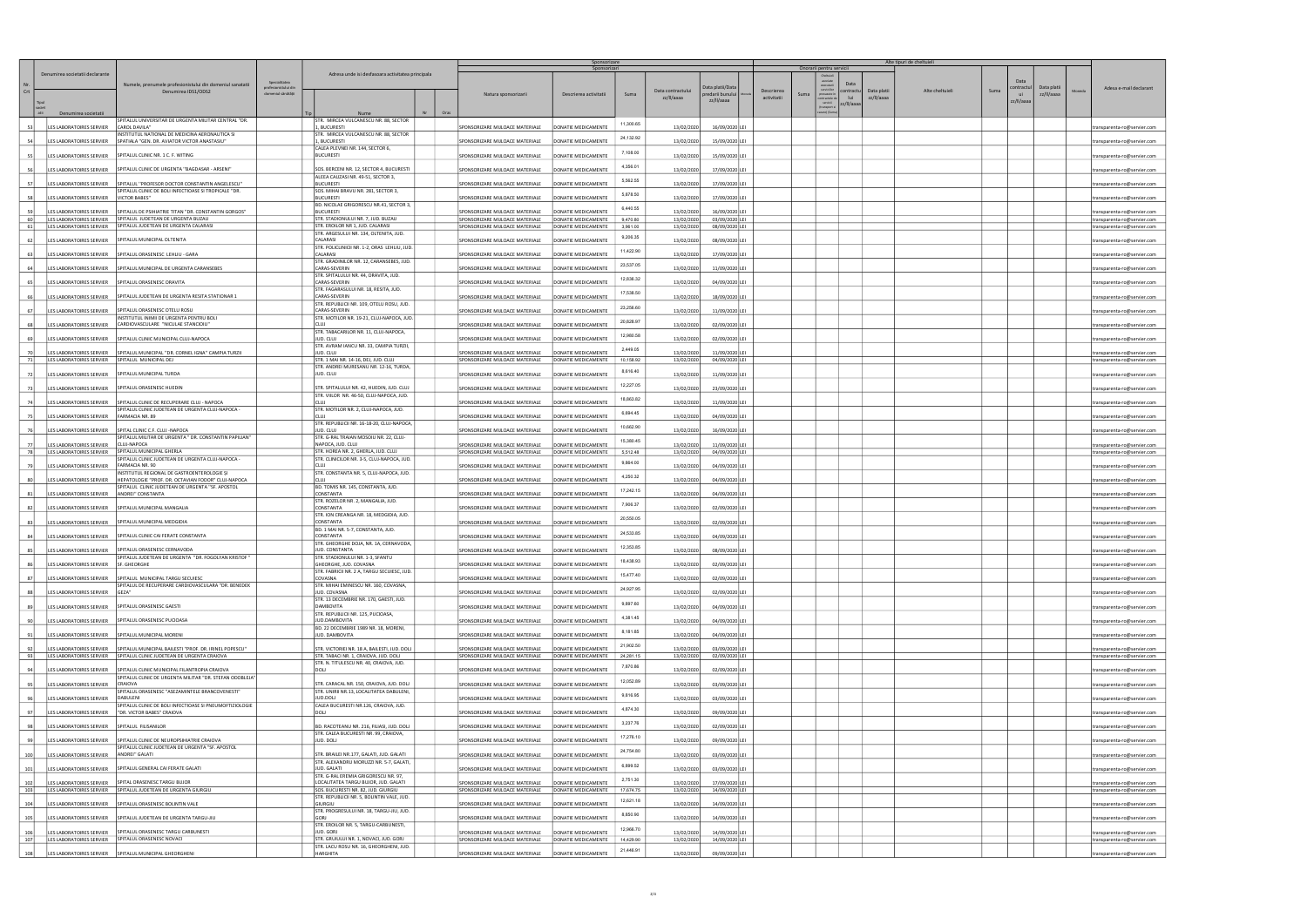| Nr. Crt | Denumirea societatii declarante | Numele, prenumele profesionistului din domeniul sanatatii Denumirea IDSL/OOSZ | Specialitatea profesionala a din domeniul sanatatii | Adresa unde isi desfasoara activitatea principala | | | | Sponsorizare | | | | | | Onorarii pentru servicii | | | | | Alte tipuri de cheltuieli | | | | | Adresa e-mail declarant |
|---|---|---|---|---|---|---|---|---|---|---|---|---|---|---|---|---|---|---|---|---|---|---|---|---|
| | Denumirea societatii | | | Tip | Nume | Nr | Oras | Natura sponsorizarii | Descrierea activitatii | Suma | Data contractului zz/ll/aaaa | Data platii/Data predarii bunului zz/ll/aaaa | Moneda | Descrierea activitatii | Suma | Cheltuieli asociate | Data contractului zz/ll/aaaa | Data platii zz/ll/aaaa | Alte cheltuieli | Suma | Data contractului zz/ll/aaaa | Data platii zz/ll/aaaa | Moneda | |
| 53 | LES LABORATOIRES SERVIER | SPITALUL UNIVERSITAR DE URGENTA MILITAR CENTRAL "DR. CAROL DAVILA" | | | STR. MIRCEA VULCANESCU NR. 88, SECTOR 1, BUCURESTI | | | SPONSORIZARE MIJLOACE MATERIALE | DONATIE MEDICAMENTE | 11,300.65 | 13/02/2020 | 16/09/2020 | LEI | | | | | | | | | | | transparenta-ro@servier.com |
| 54 | LES LABORATOIRES SERVIER | INSTITUTUL NATIONAL DE MEDICINA AERONAUTICA SI SPATIALA "GEN. DR. AVIATOR VICTOR ANASTASIU" | | | STR. MIRCEA VULCANESCU NR. 88, SECTOR 1, BUCURESTI | | | SPONSORIZARE MIJLOACE MATERIALE | DONATIE MEDICAMENTE | 24,132.92 | 13/02/2020 | 15/09/2020 | LEI | | | | | | | | | | | transparenta-ro@servier.com |
| 55 | LES LABORATOIRES SERVIER | SPITALUL CLINIC NR. 1 C. F. WITING | | | CALEA PLEVNEI NR. 144, SECTOR 6, BUCURESTI | | | SPONSORIZARE MIJLOACE MATERIALE | DONATIE MEDICAMENTE | 7,108.00 | 13/02/2020 | 15/09/2020 | LEI | | | | | | | | | | | transparenta-ro@servier.com |
| 56 | LES LABORATOIRES SERVIER | SPITALUL CLINIC DE URGENTA "BAGDASAR - ARSENI" | | | SOS. BERCENI NR. 12, SECTOR 4, BUCURESTI | | | SPONSORIZARE MIJLOACE MATERIALE | DONATIE MEDICAMENTE | 4,356.01 | 13/02/2020 | 17/09/2020 | LEI | | | | | | | | | | | transparenta-ro@servier.com |
| 57 | LES LABORATOIRES SERVIER | SPITALUL "PROFESOR DOCTOR CONSTANTIN ANGELESCU" | | | ALEEA CAUZASI NR. 49-51, SECTOR 3, BUCURESTI | | | SPONSORIZARE MIJLOACE MATERIALE | DONATIE MEDICAMENTE | 5,562.55 | 13/02/2020 | 17/09/2020 | LEI | | | | | | | | | | | transparenta-ro@servier.com |
| 58 | LES LABORATOIRES SERVIER | SPITALUL CLINIC DE BOLI INFECTIOASE SI TROPICALE "DR. VICTOR BABES" | | | SOS. MIHAI BRAVU NR. 281, SECTOR 3, BUCURESTI | | | SPONSORIZARE MIJLOACE MATERIALE | DONATIE MEDICAMENTE | 5,878.50 | 13/02/2020 | 17/09/2020 | LEI | | | | | | | | | | | transparenta-ro@servier.com |
| 59 | LES LABORATOIRES SERVIER | SPITALUL DE PSIHIATRIE TITAN "DR. CONSTANTIN GORGOS" | | | BD. NICOLAE GRIGORESCU NR.41, SECTOR 3, BUCURESTI | | | SPONSORIZARE MIJLOACE MATERIALE | DONATIE MEDICAMENTE | 6,440.55 | 13/02/2020 | 16/09/2020 | LEI | | | | | | | | | | | transparenta-ro@servier.com |
| 60 | LES LABORATOIRES SERVIER | SPITALUL JUDETEAN DE URGENTA BUZAU | | | STR. STADIONULUI NR. 7, JUD. BUZAU | | | SPONSORIZARE MIJLOACE MATERIALE | DONATIE MEDICAMENTE | 9,470.80 | 13/02/2020 | 03/09/2020 | LEI | | | | | | | | | | | transparenta-ro@servier.com |
| 61 | LES LABORATOIRES SERVIER | SPITALUL JUDETEAN DE URGENTA CALARASI | | | STR. EROILOR NR 1, JUD. CALARASI | | | SPONSORIZARE MIJLOACE MATERIALE | DONATIE MEDICAMENTE | 3,961.00 | 13/02/2020 | 08/09/2020 | LEI | | | | | | | | | | | transparenta-ro@servier.com |
| 62 | LES LABORATOIRES SERVIER | SPITALUL MUNICIPAL OLTENITA | | | STR. ARGESULUI NR. 134, OLTENITA, JUD. CALARASI | | | SPONSORIZARE MIJLOACE MATERIALE | DONATIE MEDICAMENTE | 9,206.35 | 13/02/2020 | 08/09/2020 | LEI | | | | | | | | | | | transparenta-ro@servier.com |
| 63 | LES LABORATOIRES SERVIER | SPITALUL ORASENESC LEHLIU - GARA | | | STR. POLICLINICII NR. 1-2, ORAS LEHLIU, JUD. CALARASI | | | SPONSORIZARE MIJLOACE MATERIALE | DONATIE MEDICAMENTE | 11,422.90 | 13/02/2020 | 17/09/2020 | LEI | | | | | | | | | | | transparenta-ro@servier.com |
| 64 | LES LABORATOIRES SERVIER | SPITALUL MUNICIPAL DE URGENTA CARANSEBES | | | STR. GRADINILOR NR. 12, CARANSEBES, JUD. CARAS-SEVERIN | | | SPONSORIZARE MIJLOACE MATERIALE | DONATIE MEDICAMENTE | 23,537.05 | 13/02/2020 | 11/09/2020 | LEI | | | | | | | | | | | transparenta-ro@servier.com |
| 65 | LES LABORATOIRES SERVIER | SPITALUL ORASENESC ORAVITA | | | STR. SPITALULUI NR. 44, ORAVITA, JUD. CARAS-SEVERIN | | | SPONSORIZARE MIJLOACE MATERIALE | DONATIE MEDICAMENTE | 12,636.32 | 13/02/2020 | 04/09/2020 | LEI | | | | | | | | | | | transparenta-ro@servier.com |
| 66 | LES LABORATOIRES SERVIER | SPITALUL JUDETEAN DE URGENTA RESITA STATIONAR 1 | | | STR. FAGARASULUI NR. 18, RESITA, JUD. CARAS-SEVERIN | | | SPONSORIZARE MIJLOACE MATERIALE | DONATIE MEDICAMENTE | 17,538.50 | 13/02/2020 | 18/09/2020 | LEI | | | | | | | | | | | transparenta-ro@servier.com |
| 67 | LES LABORATOIRES SERVIER | SPITALUL ORASENESC OTELU ROSU | | | STR. REPUBLICII NR. 109, OTELU ROSU, JUD. CARAS-SEVERIN | | | SPONSORIZARE MIJLOACE MATERIALE | DONATIE MEDICAMENTE | 23,259.60 | 13/02/2020 | 11/09/2020 | LEI | | | | | | | | | | | transparenta-ro@servier.com |
| 68 | LES LABORATOIRES SERVIER | INSTITUTUL INIMII DE URGENTA PENTRU BOLI CARDIOVASCULARE "NICULAE STANCIOIU" | | | STR. MOTILOR NR. 19-21, CLUJ-NAPOCA, JUD. CLUJ | | | SPONSORIZARE MIJLOACE MATERIALE | DONATIE MEDICAMENTE | 20,828.97 | 13/02/2020 | 02/09/2020 | LEI | | | | | | | | | | | transparenta-ro@servier.com |
| 69 | LES LABORATOIRES SERVIER | SPITALUL CLINIC MUNICIPAL CLUJ-NAPOCA | | | STR. TABACARILOR NR. 11, CLUJ-NAPOCA, JUD. CLUJ | | | SPONSORIZARE MIJLOACE MATERIALE | DONATIE MEDICAMENTE | 12,980.58 | 13/02/2020 | 02/09/2020 | LEI | | | | | | | | | | | transparenta-ro@servier.com |
| 70 | LES LABORATOIRES SERVIER | SPITALUL MUNICIPAL "DR. CORNEL IGNA" CAMPIA TURZII | | | STR. AVRAM IANCU NR. 33, CAMPIA TURZII, JUD. CLUJ | | | SPONSORIZARE MIJLOACE MATERIALE | DONATIE MEDICAMENTE | 2,449.05 | 13/02/2020 | 11/09/2020 | LEI | | | | | | | | | | | transparenta-ro@servier.com |
| 71 | LES LABORATOIRES SERVIER | SPITALUL MUNICIPAL DEJ | | | STR. 1 MAI NR. 14-16, DEJ, JUD. CLUJ | | | SPONSORIZARE MIJLOACE MATERIALE | DONATIE MEDICAMENTE | 10,158.92 | 13/02/2020 | 04/09/2020 | LEI | | | | | | | | | | | transparenta-ro@servier.com |
| 72 | LES LABORATOIRES SERVIER | SPITALUL MUNICIPAL TURDA | | | STR. ANDREI MURESANU NR. 12-16, TURDA, JUD. CLUJ | | | SPONSORIZARE MIJLOACE MATERIALE | DONATIE MEDICAMENTE | 8,616.40 | 13/02/2020 | 11/09/2020 | LEI | | | | | | | | | | | transparenta-ro@servier.com |
| 73 | LES LABORATOIRES SERVIER | SPITALUL ORASENESC HUEDIN | | | STR. SPITALULUI NR. 42, HUEDIN, JUD. CLUJ | | | SPONSORIZARE MIJLOACE MATERIALE | DONATIE MEDICAMENTE | 12,227.05 | 13/02/2020 | 23/09/2020 | LEI | | | | | | | | | | | transparenta-ro@servier.com |
| 74 | LES LABORATOIRES SERVIER | SPITALUL CLINIC DE RECUPERARE CLUJ - NAPOCA | | | STR. VIILOR NR. 46-50, CLUJ-NAPOCA, JUD. CLUJ | | | SPONSORIZARE MIJLOACE MATERIALE | DONATIE MEDICAMENTE | 18,863.62 | 13/02/2020 | 11/09/2020 | LEI | | | | | | | | | | | transparenta-ro@servier.com |
| 75 | LES LABORATOIRES SERVIER | SPITALUL CLINIC JUDETEAN DE URGENTA CLUJ-NAPOCA - FARMACIA NR. 89 | | | STR. MOTILOR NR. 2, CLUJ-NAPOCA, JUD. CLUJ | | | SPONSORIZARE MIJLOACE MATERIALE | DONATIE MEDICAMENTE | 6,894.45 | 13/02/2020 | 04/09/2020 | LEI | | | | | | | | | | | transparenta-ro@servier.com |
| 76 | LES LABORATOIRES SERVIER | SPITAL CLINIC C.F. CLUJ -NAPOCA | | | STR. REPUBLICII NR. 16-18-20, CLUJ-NAPOCA, JUD. CLUJ | | | SPONSORIZARE MIJLOACE MATERIALE | DONATIE MEDICAMENTE | 10,662.90 | 13/02/2020 | 16/09/2020 | LEI | | | | | | | | | | | transparenta-ro@servier.com |
| 77 | LES LABORATOIRES SERVIER | SPITALUL MILITAR DE URGENTA " DR. CONSTANTIN PAPILIAN" CLUJ-NAPOCA | | | STR. G-RAL TRAIAN MOSOIU NR. 22, CLUJ-NAPOCA, JUD. CLUJ | | | SPONSORIZARE MIJLOACE MATERIALE | DONATIE MEDICAMENTE | 15,380.45 | 13/02/2020 | 11/09/2020 | LEI | | | | | | | | | | | transparenta-ro@servier.com |
| 78 | LES LABORATOIRES SERVIER | SPITALUL MUNICIPAL GHERLA | | | STR. HOREA NR. 2, GHERLA, JUD. CLUJ | | | SPONSORIZARE MIJLOACE MATERIALE | DONATIE MEDICAMENTE | 5,512.48 | 13/02/2020 | 04/09/2020 | LEI | | | | | | | | | | | transparenta-ro@servier.com |
| 79 | LES LABORATOIRES SERVIER | SPITALUL CLINIC JUDETEAN DE URGENTA CLUJ-NAPOCA - FARMACIA NR. 90 | | | STR. CLINICILOR NR. 3-5, CLUJ-NAPOCA, JUD. CLUJ | | | SPONSORIZARE MIJLOACE MATERIALE | DONATIE MEDICAMENTE | 9,884.00 | 13/02/2020 | 04/09/2020 | LEI | | | | | | | | | | | transparenta-ro@servier.com |
| 80 | LES LABORATOIRES SERVIER | INSTITUTUL REGIONAL DE GASTROENTEROLOGIE SI HEPATOLOGIE "PROF. DR. OCTAVIAN FODOR" CLUJ-NAPOCA | | | STR. CONSTANTA NR. 5, CLUJ-NAPOCA, JUD. CLUJ | | | SPONSORIZARE MIJLOACE MATERIALE | DONATIE MEDICAMENTE | 4,250.32 | 13/02/2020 | 04/09/2020 | LEI | | | | | | | | | | | transparenta-ro@servier.com |
| 81 | LES LABORATOIRES SERVIER | SPITALUL CLINIC JUDETEAN DE URGENTA "SF. APOSTOL ANDREI" CONSTANTA | | | BD. TOMIS NR. 145, CONSTANTA, JUD. CONSTANTA | | | SPONSORIZARE MIJLOACE MATERIALE | DONATIE MEDICAMENTE | 17,242.15 | 13/02/2020 | 04/09/2020 | LEI | | | | | | | | | | | transparenta-ro@servier.com |
| 82 | LES LABORATOIRES SERVIER | SPITALUL MUNICIPAL MANGALIA | | | STR. ROZELOR NR. 2, MANGALIA, JUD. CONSTANTA | | | SPONSORIZARE MIJLOACE MATERIALE | DONATIE MEDICAMENTE | 7,906.37 | 13/02/2020 | 02/09/2020 | LEI | | | | | | | | | | | transparenta-ro@servier.com |
| 83 | LES LABORATOIRES SERVIER | SPITALUL MUNICIPAL MEDGIDIA | | | STR. ION CREANGA NR. 18, MEDGIDIA, JUD. CONSTANTA | | | SPONSORIZARE MIJLOACE MATERIALE | DONATIE MEDICAMENTE | 29,559.05 | 13/02/2020 | 02/09/2020 | LEI | | | | | | | | | | | transparenta-ro@servier.com |
| 84 | LES LABORATOIRES SERVIER | SPITALUL CLINIC CAI FERATE CONSTANTA | | | BD. 1 MAI NR. 5-7, CONSTANTA, JUD. CONSTANTA | | | SPONSORIZARE MIJLOACE MATERIALE | DONATIE MEDICAMENTE | 24,533.85 | 13/02/2020 | 04/09/2020 | LEI | | | | | | | | | | | transparenta-ro@servier.com |
| 85 | LES LABORATOIRES SERVIER | SPITALUL ORASENESC CERNAVODA | | | STR. GHEORGHE DOJA, NR. 1A, CERNAVODA, JUD. CONSTANTA | | | SPONSORIZARE MIJLOACE MATERIALE | DONATIE MEDICAMENTE | 12,353.85 | 13/02/2020 | 08/09/2020 | LEI | | | | | | | | | | | transparenta-ro@servier.com |
| 86 | LES LABORATOIRES SERVIER | SPITALUL JUDETEAN DE URGENTA "DR. FOGOLYAN KRISTOF" SF. GHEORGHE | | | STR. STADIONULUI NR. 1-3, SFANTU GHEORGHE, JUD. COVASNA | | | SPONSORIZARE MIJLOACE MATERIALE | DONATIE MEDICAMENTE | 18,438.93 | 13/02/2020 | 02/09/2020 | LEI | | | | | | | | | | | transparenta-ro@servier.com |
| 87 | LES LABORATOIRES SERVIER | SPITALUL MUNICIPAL TARGU SECUIESC | | | STR. FABRICII NR. 2 A, TARGU SECUIESC, JUD. COVASNA | | | SPONSORIZARE MIJLOACE MATERIALE | DONATIE MEDICAMENTE | 15,477.40 | 13/02/2020 | 02/09/2020 | LEI | | | | | | | | | | | transparenta-ro@servier.com |
| 88 | LES LABORATOIRES SERVIER | SPITALUL DE RECUPERARE CARDIOVASCULARA "DR. BENEDEK GEZA" | | | STR. MIHAI EMINESCU NR. 160, COVASNA, JUD. COVASNA | | | SPONSORIZARE MIJLOACE MATERIALE | DONATIE MEDICAMENTE | 24,927.95 | 13/02/2020 | 02/09/2020 | LEI | | | | | | | | | | | transparenta-ro@servier.com |
| 89 | LES LABORATOIRES SERVIER | SPITALUL ORASENESC GAESTI | | | STR. 13 DECEMBRIE NR. 170, GAESTI, JUD. DAMBOVITA | | | SPONSORIZARE MIJLOACE MATERIALE | DONATIE MEDICAMENTE | 9,897.60 | 13/02/2020 | 04/09/2020 | LEI | | | | | | | | | | | transparenta-ro@servier.com |
| 90 | LES LABORATOIRES SERVIER | SPITALUL ORASENESC PUCIOASA | | | STR. REPUBLICII NR. 125, PUCIOASA, JUD.DAMBOVITA | | | SPONSORIZARE MIJLOACE MATERIALE | DONATIE MEDICAMENTE | 4,381.45 | 13/02/2020 | 04/09/2020 | LEI | | | | | | | | | | | transparenta-ro@servier.com |
| 91 | LES LABORATOIRES SERVIER | SPITALUL MUNICIPAL MORENI | | | BD. 22 DECEMBRIE 1989 NR. 18, MORENI, JUD. DAMBOVITA | | | SPONSORIZARE MIJLOACE MATERIALE | DONATIE MEDICAMENTE | 8,181.85 | 13/02/2020 | 04/09/2020 | LEI | | | | | | | | | | | transparenta-ro@servier.com |
| 92 | LES LABORATOIRES SERVIER | SPITALUL MUNICIPAL BAILESTI "PROF. DR. IRINEL POPESCU" | | | STR. VICTORIEI NR. 18 A, BAILESTI, JUD. DOLJ | | | SPONSORIZARE MIJLOACE MATERIALE | DONATIE MEDICAMENTE | 21,902.50 | 13/02/2020 | 03/09/2020 | LEI | | | | | | | | | | | transparenta-ro@servier.com |
| 93 | LES LABORATOIRES SERVIER | SPITALUL CLINIC JUDETEAN DE URGENTA CRAIOVA | | | STR. TABACI NR. 1, CRAIOVA, JUD. DOLJ | | | SPONSORIZARE MIJLOACE MATERIALE | DONATIE MEDICAMENTE | 24,201.15 | 13/02/2020 | 02/09/2020 | LEI | | | | | | | | | | | transparenta-ro@servier.com |
| 94 | LES LABORATOIRES SERVIER | SPITALUL CLINIC MUNICIPAL FILANTROPIA CRAIOVA | | | STR. N. TITULESCU NR. 40, CRAIOVA, JUD. DOLJ | | | SPONSORIZARE MIJLOACE MATERIALE | DONATIE MEDICAMENTE | 7,870.86 | 13/02/2020 | 02/09/2020 | LEI | | | | | | | | | | | transparenta-ro@servier.com |
| 95 | LES LABORATOIRES SERVIER | SPITALUL CLINIC DE URGENTA MILITAR "DR. STEFAN ODOBLEJA" CRAIOVA | | | STR. CARACAL NR. 150, CRAIOVA, JUD. DOLJ | | | SPONSORIZARE MIJLOACE MATERIALE | DONATIE MEDICAMENTE | 12,052.89 | 13/02/2020 | 03/09/2020 | LEI | | | | | | | | | | | transparenta-ro@servier.com |
| 96 | LES LABORATOIRES SERVIER | SPITALUL ORASENESC "ASEZAMINTELE BRANCOVENESTI" DABULENI | | | STR. UNIRII NR 13, LOCALITATEA DABULENI, JUD.DOLJ | | | SPONSORIZARE MIJLOACE MATERIALE | DONATIE MEDICAMENTE | 9,816.95 | 13/02/2020 | 03/09/2020 | LEI | | | | | | | | | | | transparenta-ro@servier.com |
| 97 | LES LABORATOIRES SERVIER | SPITALUL CLINIC DE BOLI INFECTIOASE SI PNEUMOFTIZIOLOGIE "DR. VICTOR BABES" CRAIOVA | | | CALEA BUCURESTI NR.126, CRAIOVA, JUD. DOLJ | | | SPONSORIZARE MIJLOACE MATERIALE | DONATIE MEDICAMENTE | 4,874.30 | 13/02/2020 | 09/09/2020 | LEI | | | | | | | | | | | transparenta-ro@servier.com |
| 98 | LES LABORATOIRES SERVIER | SPITALUL FILISANILOR | | | BD. RACOTEANU NR. 216, FILIASI, JUD. DOLJ | | | SPONSORIZARE MIJLOACE MATERIALE | DONATIE MEDICAMENTE | 3,237.76 | 13/02/2020 | 02/09/2020 | LEI | | | | | | | | | | | transparenta-ro@servier.com |
| 99 | LES LABORATOIRES SERVIER | SPITALUL CLINIC DE NEUROPSIHIATRIE CRAIOVA | | | STR. CALEA BUCURESTI NR. 99, CRAIOVA, JUD. DOLJ | | | SPONSORIZARE MIJLOACE MATERIALE | DONATIE MEDICAMENTE | 17,276.10 | 13/02/2020 | 09/09/2020 | LEI | | | | | | | | | | | transparenta-ro@servier.com |
| 100 | LES LABORATOIRES SERVIER | SPITALUL CLINIC JUDETEAN DE URGENTA "SF. APOSTOL ANDREI" GALATI | | | STR. BRAILEI NR.177, GALATI, JUD. GALATI | | | SPONSORIZARE MIJLOACE MATERIALE | DONATIE MEDICAMENTE | 24,754.80 | 13/02/2020 | 03/09/2020 | LEI | | | | | | | | | | | transparenta-ro@servier.com |
| 101 | LES LABORATOIRES SERVIER | SPITALUL GENERAL CAI FERATE GALATI | | | STR. ALEXANDRU MORUZZI NR. 5-7, GALATI, JUD. GALATI | | | SPONSORIZARE MIJLOACE MATERIALE | DONATIE MEDICAMENTE | 6,899.52 | 13/02/2020 | 03/09/2020 | LEI | | | | | | | | | | | transparenta-ro@servier.com |
| 102 | LES LABORATOIRES SERVIER | SPITAL ORASENESC TARGU BUJOR | | | STR. G-RAL EREMIA GRIGORESCU NR. 97, LOCALITATEA TARGU BUJOR, JUD. GALATI | | | SPONSORIZARE MIJLOACE MATERIALE | DONATIE MEDICAMENTE | 2,751.30 | 13/02/2020 | 17/09/2020 | LEI | | | | | | | | | | | transparenta-ro@servier.com |
| 103 | LES LABORATOIRES SERVIER | SPITALUL JUDETEAN DE URGENTA GIURGIU | | | SOS. BUCURESTI NR. 82, JUD. GIURGIU | | | SPONSORIZARE MIJLOACE MATERIALE | DONATIE MEDICAMENTE | 17,674.75 | 13/02/2020 | 14/09/2020 | LEI | | | | | | | | | | | transparenta-ro@servier.com |
| 104 | LES LABORATOIRES SERVIER | SPITALUL ORASENESC BOLINTIN VALE | | | STR. REPUBLICII NR. 5, BOLINTIN VALE, JUD. GIURGIU | | | SPONSORIZARE MIJLOACE MATERIALE | DONATIE MEDICAMENTE | 12,621.18 | 13/02/2020 | 14/09/2020 | LEI | | | | | | | | | | | transparenta-ro@servier.com |
| 105 | LES LABORATOIRES SERVIER | SPITALUL JUDETEAN DE URGENTA TARGU-JIU | | | STR. PROGRESULUI NR. 18, TARGU-JIU, JUD. GORJ | | | SPONSORIZARE MIJLOACE MATERIALE | DONATIE MEDICAMENTE | 8,850.90 | 13/02/2020 | 14/09/2020 | LEI | | | | | | | | | | | transparenta-ro@servier.com |
| 106 | LES LABORATOIRES SERVIER | SPITALUL ORASENESC TARGU CARBUNESTI | | | STR. EROILOR NR. 5, TARGU-CARBUNESTI, JUD. GORJ | | | SPONSORIZARE MIJLOACE MATERIALE | DONATIE MEDICAMENTE | 12,966.70 | 13/02/2020 | 14/09/2020 | LEI | | | | | | | | | | | transparenta-ro@servier.com |
| 107 | LES LABORATOIRES SERVIER | SPITALUL ORASENESC NOVACI | | | STR. GRIJULUI NR. 1, NOVACI, JUD. GORJ | | | SPONSORIZARE MIJLOACE MATERIALE | DONATIE MEDICAMENTE | 14,429.90 | 13/02/2020 | 14/09/2020 | LEI | | | | | | | | | | | transparenta-ro@servier.com |
| 108 | LES LABORATOIRES SERVIER | SPITALUL MUNICIPAL GHEORGHENI | | | STR. LACU ROSU NR. 16, GHEORGHENI, JUD. HARGHITA | | | SPONSORIZARE MIJLOACE MATERIALE | DONATIE MEDICAMENTE | 21,446.91 | 13/02/2020 | 09/09/2020 | LEI | | | | | | | | | | | transparenta-ro@servier.com |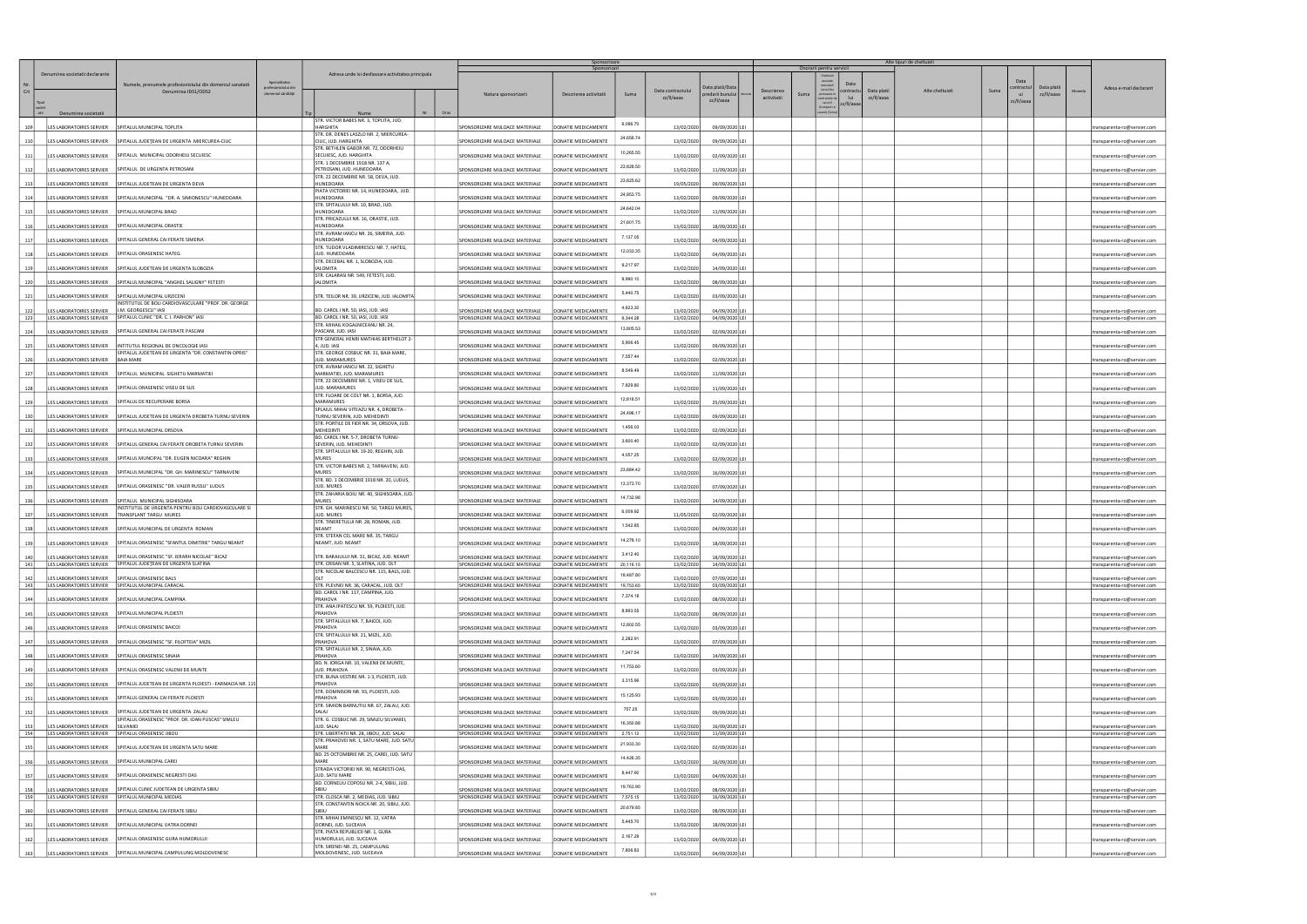| Nr. Crt | Denumirea societatii declarante | | Numele, prenumele profesionistului din domeniul sanatatii Denumirea IDSL/ODSS | Specialitatea profesionala din domeniul sanatatii | Adresa unde isi desfasoara activitatea principala | | | | Sponsorizare / Sponsorizari | | | | | | Onorarii pentru servicii | | | | | Alte tipuri de cheltuieli | | | | | Adresa e-mail declarant |
|---|---|---|---|---|---|---|---|---|---|---|---|---|---|---|---|---|---|---|---|---|---|---|---|---|---|
| | Tipul societatii | Denumirea societatii | | | Tip | Nume | Nr | Oras | Natura sponsorizarii | Descrierea activitatii | Suma | Data contractului zz/ll/aaaa | Data platii/Data predarii bunului zz/ll/aaaa | Moneda | Descrierea activitatii | Suma | Cheltuieli asociate | Data contractului | Data platii zz/ll/aaaa | Alte cheltuieli | Suma | Data contractului zz/ll/aaaa | Data platii zz/ll/aaaa | Moneda | |
| 109 | | LES LABORATOIRES SERVIER | SPITALUL MUNICIPAL TOPLITA | | | STR. VICTOR BABES NR. 3, TOPLITA, JUD. HARGHITA | | | SPONSORIZARE MIJLOACE MATERIALE | DONATIE MEDICAMENTE | 6,096.70 | 13/02/2020 | 09/09/2020 | LEI | | | | | | | | | | | transparenta-ro@servier.com |
| 110 | | LES LABORATOIRES SERVIER | SPITALUL JUDETEAN DE URGENTA MIERCUREA-CIUC | | | STR. DR. DENES LASZLO NR. 2, MIERCUREA-CIUC, JUD. HARGHITA | | | SPONSORIZARE MIJLOACE MATERIALE | DONATIE MEDICAMENTE | 24,658.74 | 13/02/2020 | 09/09/2020 | LEI | | | | | | | | | | | transparenta-ro@servier.com |
| 111 | | LES LABORATOIRES SERVIER | SPITALUL MUNICIPAL ODORHEIU SECUIESC | | | STR. BETHLEN GABOR NR. 72, ODORHEIU SECUIESC, JUD. HARGHITA | | | SPONSORIZARE MIJLOACE MATERIALE | DONATIE MEDICAMENTE | 10,265.55 | 13/02/2020 | 02/09/2020 | LEI | | | | | | | | | | | transparenta-ro@servier.com |
| 112 | | LES LABORATOIRES SERVIER | SPITALUL DE URGENTA PETROSANI | | | STR. 1 DECEMBRIE 1918 NR. 137 A, PETROSANI, JUD. HUNEDOARA | | | SPONSORIZARE MIJLOACE MATERIALE | DONATIE MEDICAMENTE | 23,828.50 | 13/02/2020 | 11/09/2020 | LEI | | | | | | | | | | | transparenta-ro@servier.com |
| 113 | | LES LABORATOIRES SERVIER | SPITALUL JUDETEAN DE URGENTA DEVA | | | STR. 22 DECEMBRIE NR. 58, DEVA, JUD. HUNEDOARA | | | SPONSORIZARE MIJLOACE MATERIALE | DONATIE MEDICAMENTE | 23,825.62 | 19/05/2020 | 09/09/2020 | LEI | | | | | | | | | | | transparenta-ro@servier.com |
| 114 | | LES LABORATOIRES SERVIER | SPITALUL MUNICIPAL "DR. A. SIMIONESCU" HUNEDOARA | | | PIATA VICTORIEI NR. 14, HUNEDOARA, JUD. HUNEDOARA | | | SPONSORIZARE MIJLOACE MATERIALE | DONATIE MEDICAMENTE | 24,852.75 | 13/02/2020 | 09/09/2020 | LEI | | | | | | | | | | | transparenta-ro@servier.com |
| 115 | | LES LABORATOIRES SERVIER | SPITALUL MUNICIPAL BRAD | | | STR. SPITALULUI NR. 10, BRAD, JUD. HUNEDOARA | | | SPONSORIZARE MIJLOACE MATERIALE | DONATIE MEDICAMENTE | 24,642.04 | 13/02/2020 | 11/09/2020 | LEI | | | | | | | | | | | transparenta-ro@servier.com |
| 116 | | LES LABORATOIRES SERVIER | SPITALUL MUNICIPAL ORASTIE | | | STR. PRICAZULUI NR. 16, ORASTIE, JUD. HUNEDOARA | | | SPONSORIZARE MIJLOACE MATERIALE | DONATIE MEDICAMENTE | 21,601.75 | 13/02/2020 | 18/09/2020 | LEI | | | | | | | | | | | transparenta-ro@servier.com |
| 117 | | LES LABORATOIRES SERVIER | SPITALUL GENERAL CAI FERATE SIMERIA | | | STR. AVRAM IANCU NR. 26, SIMERIA, JUD. HUNEDOARA | | | SPONSORIZARE MIJLOACE MATERIALE | DONATIE MEDICAMENTE | 7,137.05 | 13/02/2020 | 04/09/2020 | LEI | | | | | | | | | | | transparenta-ro@servier.com |
| 118 | | LES LABORATOIRES SERVIER | SPITALUL ORASENESC HATEG | | | STR. TUDOR VLADIMIRESCU NR. 7, HATEG, JUD. HUNEDOARA | | | SPONSORIZARE MIJLOACE MATERIALE | DONATIE MEDICAMENTE | 12,033.35 | 13/02/2020 | 04/09/2020 | LEI | | | | | | | | | | | transparenta-ro@servier.com |
| 119 | | LES LABORATOIRES SERVIER | SPITALUL JUDETEAN DE URGENTA SLOBOZIA | | | STR. DECEBAL NR. 1, SLOBOZIA, JUD. IALOMITA | | | SPONSORIZARE MIJLOACE MATERIALE | DONATIE MEDICAMENTE | 9,217.97 | 13/02/2020 | 14/09/2020 | LEI | | | | | | | | | | | transparenta-ro@servier.com |
| 120 | | LES LABORATOIRES SERVIER | SPITALUL MUNICIPAL "ANGHEL SALIGNY" FETESTI | | | STR. CALARASI NR. 549, FETESTI, JUD. IALOMITA | | | SPONSORIZARE MIJLOACE MATERIALE | DONATIE MEDICAMENTE | 9,990.10 | 13/02/2020 | 08/09/2020 | LEI | | | | | | | | | | | transparenta-ro@servier.com |
| 121 | | LES LABORATOIRES SERVIER | SPITALUL MUNICIPAL URZICENI | | | STR. TEILOR NR. 39, URZICENI, JUD. IALOMITA | | | SPONSORIZARE MIJLOACE MATERIALE | DONATIE MEDICAMENTE | 5,440.75 | 13/02/2020 | 03/09/2020 | LEI | | | | | | | | | | | transparenta-ro@servier.com |
| 122 | | LES LABORATOIRES SERVIER | INSTITUTUL DE BOLI CARDIOVASCULARE "PROF. DR. GEORGE I.M. GEORGESCU" IASI | | | BD. CAROL I NR. 50, IASI, JUD. IASI | | | SPONSORIZARE MIJLOACE MATERIALE | DONATIE MEDICAMENTE | 4,623.30 | 13/02/2020 | 04/09/2020 | LEI | | | | | | | | | | | transparenta-ro@servier.com |
| 123 | | LES LABORATOIRES SERVIER | SPITALUL CLINIC "DR. C. I. PARHON" IASI | | | BD. CAROL I NR. 50, IASI, JUD. IASI | | | SPONSORIZARE MIJLOACE MATERIALE | DONATIE MEDICAMENTE | 9,344.28 | 13/02/2020 | 04/09/2020 | LEI | | | | | | | | | | | transparenta-ro@servier.com |
| 124 | | LES LABORATOIRES SERVIER | SPITALUL GENERAL CAI FERATE PASCANI | | | STR. MIHAIL KOGALNICEANU NR. 24, PASCANI, JUD. IASI | | | SPONSORIZARE MIJLOACE MATERIALE | DONATIE MEDICAMENTE | 13,805.53 | 13/02/2020 | 02/09/2020 | LEI | | | | | | | | | | | transparenta-ro@servier.com |
| 125 | | LES LABORATOIRES SERVIER | INSTITUTUL REGIONAL DE ONCOLOGIE IASI | | | STR GENERAL HENRI MATHIAS BERTHELOT 2-4, JUD. IASI | | | SPONSORIZARE MIJLOACE MATERIALE | DONATIE MEDICAMENTE | 5,906.45 | 13/02/2020 | 09/09/2020 | LEI | | | | | | | | | | | transparenta-ro@servier.com |
| 126 | | LES LABORATOIRES SERVIER | SPITALUL JUDETEAN DE URGENTA "DR. CONSTANTIN OPRIS" BAIA MARE | | | STR. GEORGE COSBUC NR. 31, BAIA MARE, JUD. MARAMURES | | | SPONSORIZARE MIJLOACE MATERIALE | DONATIE MEDICAMENTE | 7,557.44 | 13/02/2020 | 02/09/2020 | LEI | | | | | | | | | | | transparenta-ro@servier.com |
| 127 | | LES LABORATOIRES SERVIER | SPITALUL MUNICIPAL SIGHETU MARMATIEI | | | STR. AVRAM IANCU NR. 22, SIGHETU MARMATIEI, JUD. MARAMURES | | | SPONSORIZARE MIJLOACE MATERIALE | DONATIE MEDICAMENTE | 8,549.49 | 13/02/2020 | 11/09/2020 | LEI | | | | | | | | | | | transparenta-ro@servier.com |
| 128 | | LES LABORATOIRES SERVIER | SPITALUL ORASENESC VISEU DE SUS | | | STR. 22 DECEMBRIE NR. 1, VISEU DE SUS, JUD. MARAMURES | | | SPONSORIZARE MIJLOACE MATERIALE | DONATIE MEDICAMENTE | 7,829.80 | 13/02/2020 | 11/09/2020 | LEI | | | | | | | | | | | transparenta-ro@servier.com |
| 129 | | LES LABORATOIRES SERVIER | SPITALUL DE RECUPERARE BORSA | | | STR. FLOARE DE COLT NR. 1, BORSA, JUD. MARAMURES | | | SPONSORIZARE MIJLOACE MATERIALE | DONATIE MEDICAMENTE | 12,816.51 | 13/02/2020 | 25/09/2020 | LEI | | | | | | | | | | | transparenta-ro@servier.com |
| 130 | | LES LABORATOIRES SERVIER | SPITALUL JUDETEAN DE URGENTA DROBETA TURNU SEVERIN | | | SPLAIUL MIHAI VITEAZU NR. 4, DROBETA - TURNU SEVERIN, JUD. MEHEDINTI | | | SPONSORIZARE MIJLOACE MATERIALE | DONATIE MEDICAMENTE | 24,496.17 | 13/02/2020 | 09/09/2020 | LEI | | | | | | | | | | | transparenta-ro@servier.com |
| 131 | | LES LABORATOIRES SERVIER | SPITALUL MUNICIPAL ORSOVA | | | STR. PORTILE DE FIER NR. 34, ORSOVA, JUD. MEHEDINTI | | | SPONSORIZARE MIJLOACE MATERIALE | DONATIE MEDICAMENTE | 1,456.02 | 13/02/2020 | 02/09/2020 | LEI | | | | | | | | | | | transparenta-ro@servier.com |
| 132 | | LES LABORATOIRES SERVIER | SPITALUL GENERAL CAI FERATE DROBETA TURNU SEVERIN | | | BD. CAROL I NR. 5-7, DROBETA TURNU-SEVERIN, JUD. MEHEDINTI | | | SPONSORIZARE MIJLOACE MATERIALE | DONATIE MEDICAMENTE | 3,600.40 | 13/02/2020 | 02/09/2020 | LEI | | | | | | | | | | | transparenta-ro@servier.com |
| 133 | | LES LABORATOIRES SERVIER | SPITALUL MUNICIPAL "DR. EUGEN NICOARA" REGHIN | | | STR. SPITALULUI NR. 19-20, REGHIN, JUD. MURES | | | SPONSORIZARE MIJLOACE MATERIALE | DONATIE MEDICAMENTE | 4,057.25 | 13/02/2020 | 02/09/2020 | LEI | | | | | | | | | | | transparenta-ro@servier.com |
| 134 | | LES LABORATOIRES SERVIER | SPITALUL MUNICIPAL "DR. GH. MARINESCU" TARNAVENI | | | STR. VICTOR BABES NR. 2, TARNAVENI, JUD. MURES | | | SPONSORIZARE MIJLOACE MATERIALE | DONATIE MEDICAMENTE | 23,884.42 | 13/02/2020 | 16/09/2020 | LEI | | | | | | | | | | | transparenta-ro@servier.com |
| 135 | | LES LABORATOIRES SERVIER | SPITALUL ORASENESC "DR. VALER RUSSU" LUDUS | | | STR. BD. 1 DECEMBRIE 1918 NR. 30, LUDUS, JUD. MURES | | | SPONSORIZARE MIJLOACE MATERIALE | DONATIE MEDICAMENTE | 12,373.70 | 13/02/2020 | 07/09/2020 | LEI | | | | | | | | | | | transparenta-ro@servier.com |
| 136 | | LES LABORATOIRES SERVIER | SPITALUL MUNICIPAL SIGHISOARA | | | STR. ZAHARIA BOIU NR. 40, SIGHISOARA, JUD. MURES | | | SPONSORIZARE MIJLOACE MATERIALE | DONATIE MEDICAMENTE | 14,732.98 | 13/02/2020 | 14/09/2020 | LEI | | | | | | | | | | | transparenta-ro@servier.com |
| 137 | | LES LABORATOIRES SERVIER | INSTITUTUL DE URGENTA PENTRU BOLI CARDIOVASCULARE SI TRANSPLANT TARGU MURES | | | STR. GH. MARINESCU NR. 50, TARGU MURES, JUD. MURES | | | SPONSORIZARE MIJLOACE MATERIALE | DONATIE MEDICAMENTE | 6,009.92 | 11/05/2020 | 02/09/2020 | LEI | | | | | | | | | | | transparenta-ro@servier.com |
| 138 | | LES LABORATOIRES SERVIER | SPITALUL MUNICIPAL DE URGENTA ROMAN | | | STR. TINERETULUI NR. 28, ROMAN, JUD. NEAMT | | | SPONSORIZARE MIJLOACE MATERIALE | DONATIE MEDICAMENTE | 1,542.85 | 13/02/2020 | 04/09/2020 | LEI | | | | | | | | | | | transparenta-ro@servier.com |
| 139 | | LES LABORATOIRES SERVIER | SPITALUL ORASENESC "SFANTUL DIMITRIE" TARGU NEAMT | | | STR. STEFAN CEL MARE NR. 35, TARGU NEAMT, JUD. NEAMT | | | SPONSORIZARE MIJLOACE MATERIALE | DONATIE MEDICAMENTE | 14,278.10 | 13/02/2020 | 18/09/2020 | LEI | | | | | | | | | | | transparenta-ro@servier.com |
| 140 | | LES LABORATOIRES SERVIER | SPITALUL ORASENESC "SF. IERARH NICOLAE" BICAZ | | | STR. BARAJULUI NR. 31, BICAZ, JUD. NEAMT | | | SPONSORIZARE MIJLOACE MATERIALE | DONATIE MEDICAMENTE | 3,412.40 | 13/02/2020 | 18/09/2020 | LEI | | | | | | | | | | | transparenta-ro@servier.com |
| 141 | | LES LABORATOIRES SERVIER | SPITALUL JUDETEAN DE URGENTA SLATINA | | | STR. CRISAN NR. 5, SLATINA, JUD. OLT | | | SPONSORIZARE MIJLOACE MATERIALE | DONATIE MEDICAMENTE | 20,116.15 | 13/02/2020 | 14/09/2020 | LEI | | | | | | | | | | | transparenta-ro@servier.com |
| 142 | | LES LABORATOIRES SERVIER | SPITALUL ORASENESC BALS | | | STR. NICOLAE BALCESCU NR. 115, BALS, JUD. OLT | | | SPONSORIZARE MIJLOACE MATERIALE | DONATIE MEDICAMENTE | 18,467.60 | 13/02/2020 | 07/09/2020 | LEI | | | | | | | | | | | transparenta-ro@servier.com |
| 143 | | LES LABORATOIRES SERVIER | SPITALUL MUNICIPAL CARACAL | | | STR. PLEVNEI NR. 36, CARACAL, JUD. OLT | | | SPONSORIZARE MIJLOACE MATERIALE | DONATIE MEDICAMENTE | 19,753.65 | 13/02/2020 | 03/09/2020 | LEI | | | | | | | | | | | transparenta-ro@servier.com |
| 144 | | LES LABORATOIRES SERVIER | SPITALUL MUNICIPAL CAMPINA | | | BD. CAROL I NR. 117, CAMPINA, JUD. PRAHOVA | | | SPONSORIZARE MIJLOACE MATERIALE | DONATIE MEDICAMENTE | 7,374.18 | 13/02/2020 | 08/09/2020 | LEI | | | | | | | | | | | transparenta-ro@servier.com |
| 145 | | LES LABORATOIRES SERVIER | SPITALUL MUNICIPAL PLOIESTI | | | STR. ANA IPATESCU NR. 59, PLOIESTI, JUD. PRAHOVA | | | SPONSORIZARE MIJLOACE MATERIALE | DONATIE MEDICAMENTE | 8,893.55 | 13/02/2020 | 08/09/2020 | LEI | | | | | | | | | | | transparenta-ro@servier.com |
| 146 | | LES LABORATOIRES SERVIER | SPITALUL ORASENESC BAICOI | | | STR. SPITALULUI NR. 7, BAICOI, JUD. PRAHOVA | | | SPONSORIZARE MIJLOACE MATERIALE | DONATIE MEDICAMENTE | 12,802.55 | 13/02/2020 | 03/09/2020 | LEI | | | | | | | | | | | transparenta-ro@servier.com |
| 147 | | LES LABORATOIRES SERVIER | SPITALUL ORASENESC "SF. FILOFTEIA" MIZIL | | | STR. SPITALULUI NR. 21, MIZIL, JUD. PRAHOVA | | | SPONSORIZARE MIJLOACE MATERIALE | DONATIE MEDICAMENTE | 2,282.91 | 13/02/2020 | 07/09/2020 | LEI | | | | | | | | | | | transparenta-ro@servier.com |
| 148 | | LES LABORATOIRES SERVIER | SPITALUL ORASENESC SINAIA | | | STR. SPITALULUI NR. 2, SINAIA, JUD. PRAHOVA | | | SPONSORIZARE MIJLOACE MATERIALE | DONATIE MEDICAMENTE | 7,247.54 | 13/02/2020 | 14/09/2020 | LEI | | | | | | | | | | | transparenta-ro@servier.com |
| 149 | | LES LABORATOIRES SERVIER | SPITALUL ORASENESC VALENII DE MUNTE | | | BD. N. IORGA NR. 10, VALENII DE MUNTE, JUD. PRAHOVA | | | SPONSORIZARE MIJLOACE MATERIALE | DONATIE MEDICAMENTE | 11,753.60 | 13/02/2020 | 03/09/2020 | LEI | | | | | | | | | | | transparenta-ro@servier.com |
| 150 | | LES LABORATOIRES SERVIER | SPITALUL JUDETEAN DE URGENTA PLOIESTI - FARMACIA NR. 115 | | | STR. BUNA VESTIRE NR. 1-3, PLOIESTI, JUD. PRAHOVA | | | SPONSORIZARE MIJLOACE MATERIALE | DONATIE MEDICAMENTE | 3,315.96 | 13/02/2020 | 03/09/2020 | LEI | | | | | | | | | | | transparenta-ro@servier.com |
| 151 | | LES LABORATOIRES SERVIER | SPITALUL GENERAL CAI FERATE PLOIESTI | | | STR. DOMNISORI NR. 93, PLOIESTI, JUD. PRAHOVA | | | SPONSORIZARE MIJLOACE MATERIALE | DONATIE MEDICAMENTE | 15,125.93 | 13/02/2020 | 03/09/2020 | LEI | | | | | | | | | | | transparenta-ro@servier.com |
| 152 | | LES LABORATOIRES SERVIER | SPITALUL JUDETEAN DE URGENTA ZALAU | | | STR. SIMION BARNUTIU NR. 67, ZALAU, JUD. SALAJ | | | SPONSORIZARE MIJLOACE MATERIALE | DONATIE MEDICAMENTE | 757.25 | 13/02/2020 | 09/09/2020 | LEI | | | | | | | | | | | transparenta-ro@servier.com |
| 153 | | LES LABORATOIRES SERVIER | SPITALUL ORASENESC "PROF. DR. IOAN PUSCAS" SIMLEU SILVANIEI | | | STR. G. COSBUC NR. 29, SIMLEU SILVANIEI, JUD. SALAJ | | | SPONSORIZARE MIJLOACE MATERIALE | DONATIE MEDICAMENTE | 16,350.88 | 13/02/2020 | 16/09/2020 | LEI | | | | | | | | | | | transparenta-ro@servier.com |
| 154 | | LES LABORATOIRES SERVIER | SPITALUL ORASENESC JIBOU | | | STR. LIBERTATII NR. 28, JIBOU, JUD. SALAJ | | | SPONSORIZARE MIJLOACE MATERIALE | DONATIE MEDICAMENTE | 2,751.12 | 13/02/2020 | 11/09/2020 | LEI | | | | | | | | | | | transparenta-ro@servier.com |
| 155 | | LES LABORATOIRES SERVIER | SPITALUL JUDETEAN DE URGENTA SATU MARE | | | STR. PRAHOVEI NR. 1, SATU MARE, JUD. SATU MARE | | | SPONSORIZARE MIJLOACE MATERIALE | DONATIE MEDICAMENTE | 21,902.30 | 13/02/2020 | 02/09/2020 | LEI | | | | | | | | | | | transparenta-ro@servier.com |
| 156 | | LES LABORATOIRES SERVIER | SPITALUL MUNICIPAL CAREI | | | BD. 25 OCTOMBRIE NR. 25, CAREI, JUD. SATU MARE | | | SPONSORIZARE MIJLOACE MATERIALE | DONATIE MEDICAMENTE | 14,426.35 | 13/02/2020 | 16/09/2020 | LEI | | | | | | | | | | | transparenta-ro@servier.com |
| 157 | | LES LABORATOIRES SERVIER | SPITALUL ORASENESC NEGRESTI OAS | | | STRADA VICTORIEI NR. 90, NEGRESTI-OAS, JUD. SATU MARE | | | SPONSORIZARE MIJLOACE MATERIALE | DONATIE MEDICAMENTE | 8,447.90 | 13/02/2020 | 04/09/2020 | LEI | | | | | | | | | | | transparenta-ro@servier.com |
| 158 | | LES LABORATOIRES SERVIER | SPITALUL CLINIC JUDETEAN DE URGENTA SIBIU | | | BD. CORNELIU COPOSU NR. 2-4, SIBIU, JUD. SIBIU | | | SPONSORIZARE MIJLOACE MATERIALE | DONATIE MEDICAMENTE | 19,763.90 | 13/02/2020 | 08/09/2020 | LEI | | | | | | | | | | | transparenta-ro@servier.com |
| 159 | | LES LABORATOIRES SERVIER | SPITALUL MUNICIPAL MEDIAS | | | STR. CLOSCA NR. 2, MEDIAS, JUD. SIBIU | | | SPONSORIZARE MIJLOACE MATERIALE | DONATIE MEDICAMENTE | 7,575.15 | 13/02/2020 | 16/09/2020 | LEI | | | | | | | | | | | transparenta-ro@servier.com |
| 160 | | LES LABORATOIRES SERVIER | SPITALUL GENERAL CAI FERATE SIBIU | | | STR. CONSTANTIN NOICA NR. 20, SIBIU, JUD. SIBIU | | | SPONSORIZARE MIJLOACE MATERIALE | DONATIE MEDICAMENTE | 20,679.65 | 13/02/2020 | 08/09/2020 | LEI | | | | | | | | | | | transparenta-ro@servier.com |
| 161 | | LES LABORATOIRES SERVIER | SPITALUL MUNICIPAL VATRA DORNEI | | | STR. MIHAI EMINESCU NR. 12, VATRA DORNEI, JUD. SUCEAVA | | | SPONSORIZARE MIJLOACE MATERIALE | DONATIE MEDICAMENTE | 5,445.70 | 13/02/2020 | 18/09/2020 | LEI | | | | | | | | | | | transparenta-ro@servier.com |
| 162 | | LES LABORATOIRES SERVIER | SPITALUL ORASENESC GURA HUMORULUI | | | STR. PIATA REPUBLICII NR. 1, GURA HUMORULUI, JUD. SUCEAVA | | | SPONSORIZARE MIJLOACE MATERIALE | DONATIE MEDICAMENTE | 2,167.29 | 13/02/2020 | 04/09/2020 | LEI | | | | | | | | | | | transparenta-ro@servier.com |
| 163 | | LES LABORATOIRES SERVIER | SPITALUL ORASENESC CAMPULUNG MOLDOVENESC | | | STR. SIRENEI NR. 25, CAMPULUNG MOLDOVENESC, JUD. SUCEAVA | | | SPONSORIZARE MIJLOACE MATERIALE | DONATIE MEDICAMENTE | 7,806.83 | 13/02/2020 | 04/09/2020 | LEI | | | | | | | | | | | transparenta-ro@servier.com |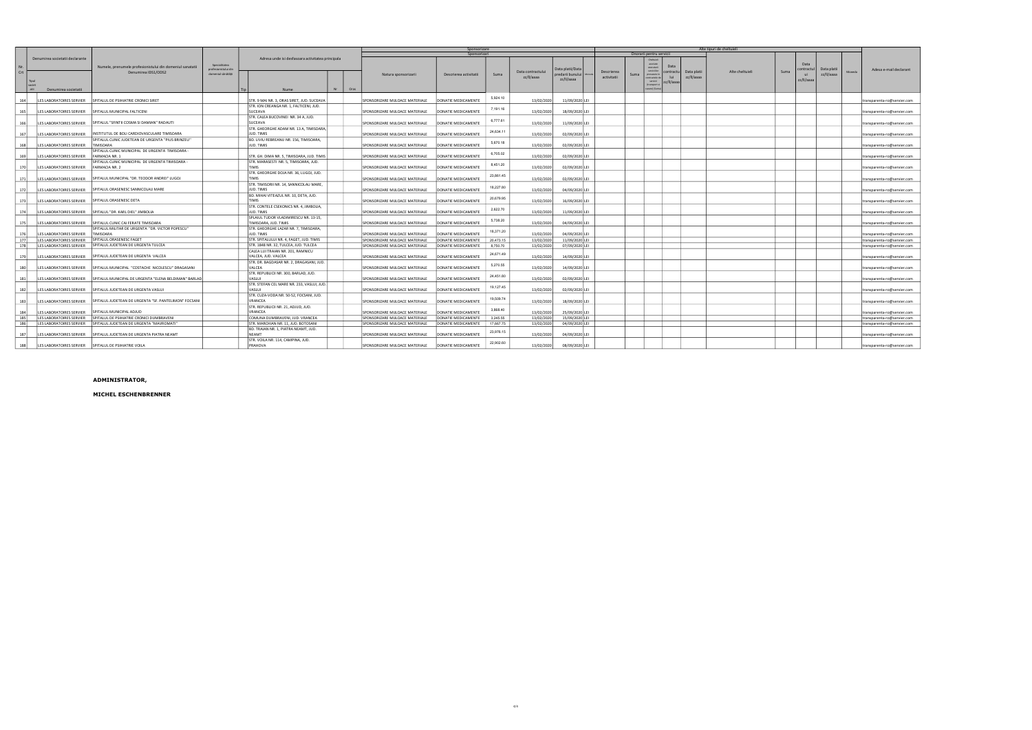| Nr. Crt | Denumirea societatii declarante |  | Numele, prenumele profesionistului din domeniul sanatatii Denumirea IDSL/OOSZ | Specialitatea profesionistului din domeniul sănătății | Adresa unde isi desfasoara activitatea principala |  |  |  | Sponsorizare |  |  |  |  |  | Alte tipuri de cheltuieli |  |  |  |  |  |  |  |  |  |  | Adresa e-mail declarant |
|---|---|---|---|---|---|---|---|---|---|---|---|---|---|---|---|---|---|---|---|---|---|---|---|---|---|---|
|  |  |  |  |  |  |  |  |  | Sponsorizari |  |  |  |  |  | Onorarii pentru servicii |  |  |  |  |  |  |  |  |  |  |  |
|  | Tipul societății | Denumirea societatii |  |  | Tip | Nume | Nr | Oras | Natura sponsorizarii | Descrierea activitatii | Suma | Data contractului zz/ll/aaaa | Data platii/Data predarii bunului zz/ll/aaaa | Moneda | Descrierea activitatii | Suma | Cheltuieli asociate serviciilor prestate in contractul de servicii (transport si cazare) (Suma) | Data contractului zz/ll/aaaa | Data platii zz/ll/aaaa | Alte cheltuieli | Suma | Data contractului zz/ll/aaaa | Data platii zz/ll/aaaa | Moneda |  |  |
| 164 |  | LES LABORATOIRES SERVIER | SPITALUL DE PSIHIATRIE CRONICI SIRET |  |  | STR. 9 MAI NR. 3, ORAS SIRET, JUD. SUCEAVA |  |  | SPONSORIZARE MIJLOACE MATERIALE | DONATIE MEDICAMENTE | 5.924,10 | 13/02/2020 | 11/09/2020 | LEI |  |  |  |  |  |  |  |  |  |  |  | transparenta-ro@servier.com |
| 165 |  | LES LABORATOIRES SERVIER | SPITALUL MUNICIPAL FALTICENI |  |  | STR. ION CREANGA NR. 1, FALTICENI, JUD. SUCEAVA |  |  | SPONSORIZARE MIJLOACE MATERIALE | DONATIE MEDICAMENTE | 7.191,16 | 13/02/2020 | 18/09/2020 | LEI |  |  |  |  |  |  |  |  |  |  |  | transparenta-ro@servier.com |
| 166 |  | LES LABORATOIRES SERVIER | SPITALUL "SFINTII COSMA SI DAMIAN" RADAUTI |  |  | STR. CALEA BUCOVINEI NR. 34 A, JUD. SUCEAVA |  |  | SPONSORIZARE MIJLOACE MATERIALE | DONATIE MEDICAMENTE | 6.777,61 | 13/02/2020 | 11/09/2020 | LEI |  |  |  |  |  |  |  |  |  |  |  | transparenta-ro@servier.com |
| 167 |  | LES LABORATOIRES SERVIER | INSTITUTUL DE BOLI CARDIOVASCULARE TIMISOARA |  |  | STR. GHEORGHE ADAM NR. 13 A, TIMISOARA, JUD. TIMIS |  |  | SPONSORIZARE MIJLOACE MATERIALE | DONATIE MEDICAMENTE | 24.634,11 | 13/02/2020 | 02/09/2020 | LEI |  |  |  |  |  |  |  |  |  |  |  | transparenta-ro@servier.com |
| 168 |  | LES LABORATOIRES SERVIER | SPITALUL CLINIC JUDETEAN DE URGENTA "PIUS BRINZEU" TIMISOARA |  |  | BD. LIVIU REBREANU NR. 156, TIMISOARA, JUD. TIMIS |  |  | SPONSORIZARE MIJLOACE MATERIALE | DONATIE MEDICAMENTE | 5.670,18 | 13/02/2020 | 02/09/2020 | LEI |  |  |  |  |  |  |  |  |  |  |  | transparenta-ro@servier.com |
| 169 |  | LES LABORATOIRES SERVIER | SPITALUL CLINIC MUNICIPAL DE URGENTA TIMISOARA - FARMACIA NR. 1 |  |  | STR. GH. DIMA NR. 5, TIMISOARA, JUD. TIMIS |  |  | SPONSORIZARE MIJLOACE MATERIALE | DONATIE MEDICAMENTE | 6.705,02 | 13/02/2020 | 02/09/2020 | LEI |  |  |  |  |  |  |  |  |  |  |  | transparenta-ro@servier.com |
| 170 |  | LES LABORATOIRES SERVIER | SPITALUL CLINIC MUNICIPAL DE URGENTA TIMISOARA - FARMACIA NR. 2 |  |  | STR. MARASESTI NR. 5, TIMISOARA, JUD. TIMIS |  |  | SPONSORIZARE MIJLOACE MATERIALE | DONATIE MEDICAMENTE | 8.451,20 | 13/02/2020 | 02/09/2020 | LEI |  |  |  |  |  |  |  |  |  |  |  | transparenta-ro@servier.com |
| 171 |  | LES LABORATOIRES SERVIER | SPITALUL MUNICIPAL "DR. TEODOR ANDREI" LUGOJ |  |  | STR. GHEORGHE DOJA NR. 36, LUGOJ, JUD. TIMIS |  |  | SPONSORIZARE MIJLOACE MATERIALE | DONATIE MEDICAMENTE | 23.861,45 | 13/02/2020 | 02/09/2020 | LEI |  |  |  |  |  |  |  |  |  |  |  | transparenta-ro@servier.com |
| 172 |  | LES LABORATOIRES SERVIER | SPITALUL ORASENESC SANNICOLAU MARE |  |  | STR. TIMISORII NR. 14, SANNICOLAU MARE, JUD. TIMIS |  |  | SPONSORIZARE MIJLOACE MATERIALE | DONATIE MEDICAMENTE | 18.227,80 | 13/02/2020 | 04/09/2020 | LEI |  |  |  |  |  |  |  |  |  |  |  | transparenta-ro@servier.com |
| 173 |  | LES LABORATOIRES SERVIER | SPITALUL ORASENESC DETA |  |  | BD. MIHAI VITEAZUL NR. 10, DETA, JUD. TIMIS |  |  | SPONSORIZARE MIJLOACE MATERIALE | DONATIE MEDICAMENTE | 20.679,95 | 13/02/2020 | 16/09/2020 | LEI |  |  |  |  |  |  |  |  |  |  |  | transparenta-ro@servier.com |
| 174 |  | LES LABORATOIRES SERVIER | SPITALUL "DR. KARL DIEL" JIMBOLIA |  |  | STR. CONTELE CSEKONICS NR. 4, JIMBOLIA, JUD. TIMIS |  |  | SPONSORIZARE MIJLOACE MATERIALE | DONATIE MEDICAMENTE | 2.622,70 | 13/02/2020 | 11/09/2020 | LEI |  |  |  |  |  |  |  |  |  |  |  | transparenta-ro@servier.com |
| 175 |  | LES LABORATOIRES SERVIER | SPITALUL CLINIC CAI FERATE TIMISOARA |  |  | SPLAIUL TUDOR VLADIMIRESCU NR. 13-15, TIMISOARA, JUD. TIMIS |  |  | SPONSORIZARE MIJLOACE MATERIALE | DONATIE MEDICAMENTE | 5.738,20 | 13/02/2020 | 04/09/2020 | LEI |  |  |  |  |  |  |  |  |  |  |  | transparenta-ro@servier.com |
| 176 |  | LES LABORATOIRES SERVIER | SPITALUL MILITAR DE URGENTA "DR. VICTOR POPESCU" TIMISOARA |  |  | STR. GHEORGHE LAZAR NR. 7, TIMISOARA, JUD. TIMIS |  |  | SPONSORIZARE MIJLOACE MATERIALE | DONATIE MEDICAMENTE | 18.371,20 | 13/02/2020 | 04/09/2020 | LEI |  |  |  |  |  |  |  |  |  |  |  | transparenta-ro@servier.com |
| 177 |  | LES LABORATOIRES SERVIER | SPITALUL ORASENESC FAGET |  |  | STR. SPITALULUI NR. 4, FAGET, JUD. TIMIS |  |  | SPONSORIZARE MIJLOACE MATERIALE | DONATIE MEDICAMENTE | 20.473,15 | 13/02/2020 | 11/09/2020 | LEI |  |  |  |  |  |  |  |  |  |  |  | transparenta-ro@servier.com |
| 178 |  | LES LABORATOIRES SERVIER | SPITALUL JUDETEAN DE URGENTA TULCEA |  |  | STR. 1848 NR. 32, TULCEA, JUD. TULCEA |  |  | SPONSORIZARE MIJLOACE MATERIALE | DONATIE MEDICAMENTE | 6.750,70 | 13/02/2020 | 07/09/2020 | LEI |  |  |  |  |  |  |  |  |  |  |  | transparenta-ro@servier.com |
| 179 |  | LES LABORATOIRES SERVIER | SPITALUL JUDETEAN DE URGENTA VALCEA |  |  | CALEA LUI TRAIAN NR. 201, RAMNICU VALCEA, JUD. VALCEA |  |  | SPONSORIZARE MIJLOACE MATERIALE | DONATIE MEDICAMENTE | 24.671,49 | 13/02/2020 | 14/09/2020 | LEI |  |  |  |  |  |  |  |  |  |  |  | transparenta-ro@servier.com |
| 180 |  | LES LABORATOIRES SERVIER | SPITALUL MUNICIPAL "COSTACHE NICOLESCU" DRAGASANI |  |  | STR. DR. BAGDASAR NR. 2, DRAGASANI, JUD. VALCEA |  |  | SPONSORIZARE MIJLOACE MATERIALE | DONATIE MEDICAMENTE | 5.270,55 | 13/02/2020 | 14/09/2020 | LEI |  |  |  |  |  |  |  |  |  |  |  | transparenta-ro@servier.com |
| 181 |  | LES LABORATOIRES SERVIER | SPITALUL MUNICIPAL DE URGENTA "ELENA BELDIMAN" BARLAD |  |  | STR. REPUBLICII NR. 300, BARLAD, JUD. VASLUI |  |  | SPONSORIZARE MIJLOACE MATERIALE | DONATIE MEDICAMENTE | 24.451,80 | 13/02/2020 | 02/09/2020 | LEI |  |  |  |  |  |  |  |  |  |  |  | transparenta-ro@servier.com |
| 182 |  | LES LABORATOIRES SERVIER | SPITALUL JUDETEAN DE URGENTA VASLUI |  |  | STR. STEFAN CEL MARE NR. 233, VASLUI, JUD. VASLUI |  |  | SPONSORIZARE MIJLOACE MATERIALE | DONATIE MEDICAMENTE | 19.127,45 | 13/02/2020 | 02/09/2020 | LEI |  |  |  |  |  |  |  |  |  |  |  | transparenta-ro@servier.com |
| 183 |  | LES LABORATOIRES SERVIER | SPITALUL JUDETEAN DE URGENTA "SF. PANTELIMON" FOCSANI |  |  | STR. CUZA-VODA NR. 50-52, FOCSANI, JUD. VRANCEA |  |  | SPONSORIZARE MIJLOACE MATERIALE | DONATIE MEDICAMENTE | 19.509,74 | 13/02/2020 | 18/09/2020 | LEI |  |  |  |  |  |  |  |  |  |  |  | transparenta-ro@servier.com |
| 184 |  | LES LABORATOIRES SERVIER | SPITALUL MUNICIPAL ADJUD |  |  | STR. REPUBLICII NR. 21, ADJUD, JUD. VRANCEA |  |  | SPONSORIZARE MIJLOACE MATERIALE | DONATIE MEDICAMENTE | 3.868,40 | 13/02/2020 | 25/09/2020 | LEI |  |  |  |  |  |  |  |  |  |  |  | transparenta-ro@servier.com |
| 185 |  | LES LABORATOIRES SERVIER | SPITALUL DE PSIHIATRIE CRONICI DUMBRAVENI |  |  | COMUNA DUMBRAVENI, JUD. VRANCEA |  |  | SPONSORIZARE MIJLOACE MATERIALE | DONATIE MEDICAMENTE | 3.245,55 | 13/02/2020 | 15/09/2020 | LEI |  |  |  |  |  |  |  |  |  |  |  | transparenta-ro@servier.com |
| 186 |  | LES LABORATOIRES SERVIER | SPITALUL JUDETEAN DE URGENTA "MAVROMATI" |  |  | STR. MARCHIAN NR. 11, JUD. BOTOSANI |  |  | SPONSORIZARE MIJLOACE MATERIALE | DONATIE MEDICAMENTE | 17.667,75 | 13/02/2020 | 04/09/2020 | LEI |  |  |  |  |  |  |  |  |  |  |  | transparenta-ro@servier.com |
| 187 |  | LES LABORATOIRES SERVIER | SPITALUL JUDETEAN DE URGENTA PIATRA NEAMT |  |  | BD. TRAIAN NR. 1, PIATRA NEAMT, JUD. NEAMT |  |  | SPONSORIZARE MIJLOACE MATERIALE | DONATIE MEDICAMENTE | 23.978,15 | 13/02/2020 | 04/09/2020 | LEI |  |  |  |  |  |  |  |  |  |  |  | transparenta-ro@servier.com |
| 188 |  | LES LABORATOIRES SERVIER | SPITALUL DE PSIHIATRIE VOILA |  |  | STR. VOILA NR. 114, CAMPINA, JUD. PRAHOVA |  |  | SPONSORIZARE MIJLOACE MATERIALE | DONATIE MEDICAMENTE | 22.902,60 | 13/02/2020 | 08/09/2020 | LEI |  |  |  |  |  |  |  |  |  |  |  | transparenta-ro@servier.com |

**ADMINISTRATOR,**

**MICHEL ESCHENBRENNER**